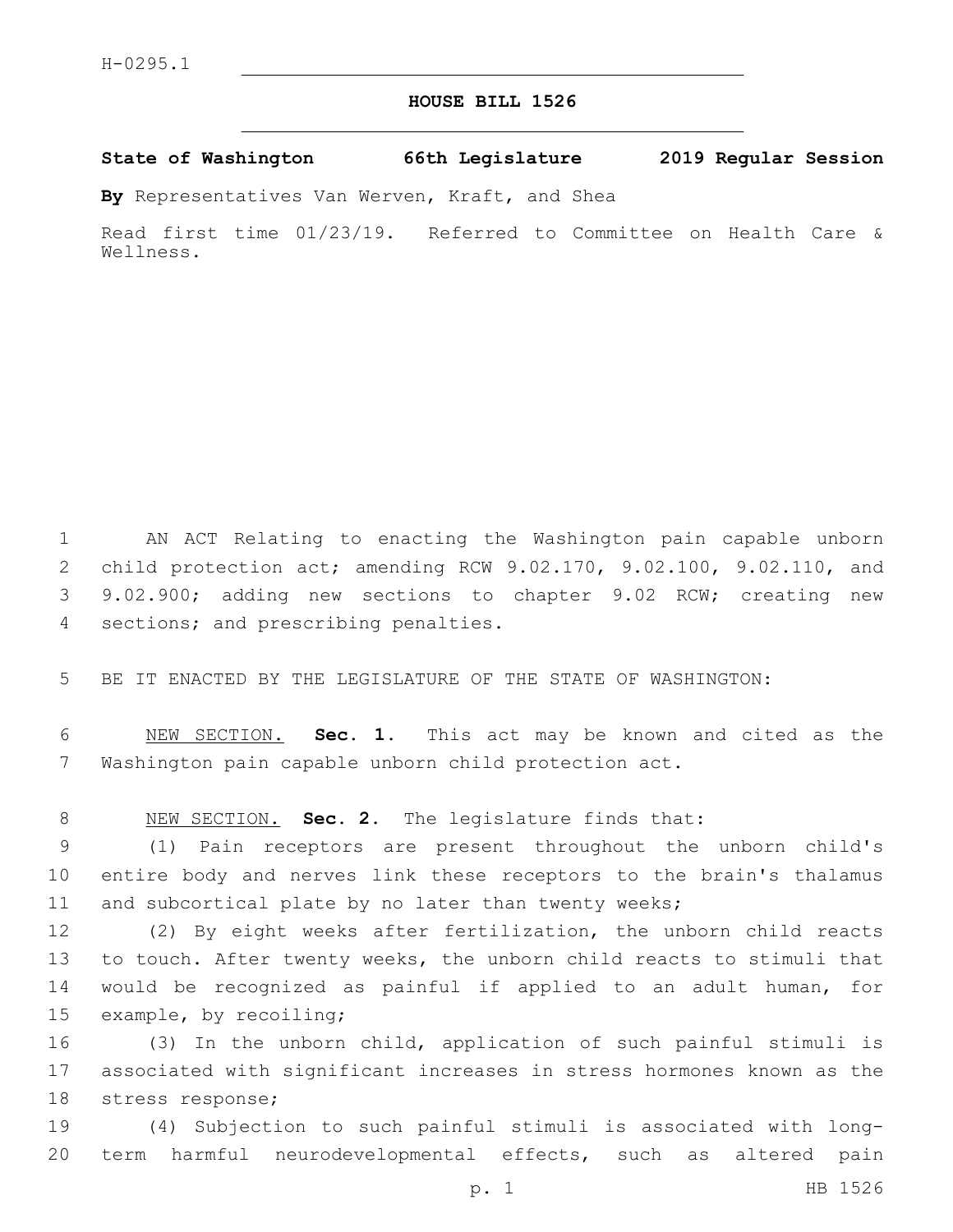H-0295.1

# HOUSE BILL 1526

**State of Washington 66th Legislature 2019 Regular Session**

**By** Representatives Van Werven, Kraft, and Shea

Read first time 01/23/19. Referred to Committee on Health Care & Wellness.

AN ACT Relating to enacting the Washington pain capable unborn child protection act; amending RCW 9.02.170, 9.02.100, 9.02.110, and 9.02.900; adding new sections to chapter 9.02 RCW; creating new sections; and prescribing penalties.

BE IT ENACTED BY THE LEGISLATURE OF THE STATE OF WASHINGTON:

NEW SECTION. **Sec. 1.** This act may be known and cited as the Washington pain capable unborn child protection act.

NEW SECTION. **Sec. 2.** The legislature finds that:

(1) Pain receptors are present throughout the unborn child's entire body and nerves link these receptors to the brain's thalamus and subcortical plate by no later than twenty weeks;

(2) By eight weeks after fertilization, the unborn child reacts to touch. After twenty weeks, the unborn child reacts to stimuli that would be recognized as painful if applied to an adult human, for example, by recoiling;

(3) In the unborn child, application of such painful stimuli is associated with significant increases in stress hormones known as the stress response;

(4) Subjection to such painful stimuli is associated with long-term harmful neurodevelopmental effects, such as altered pain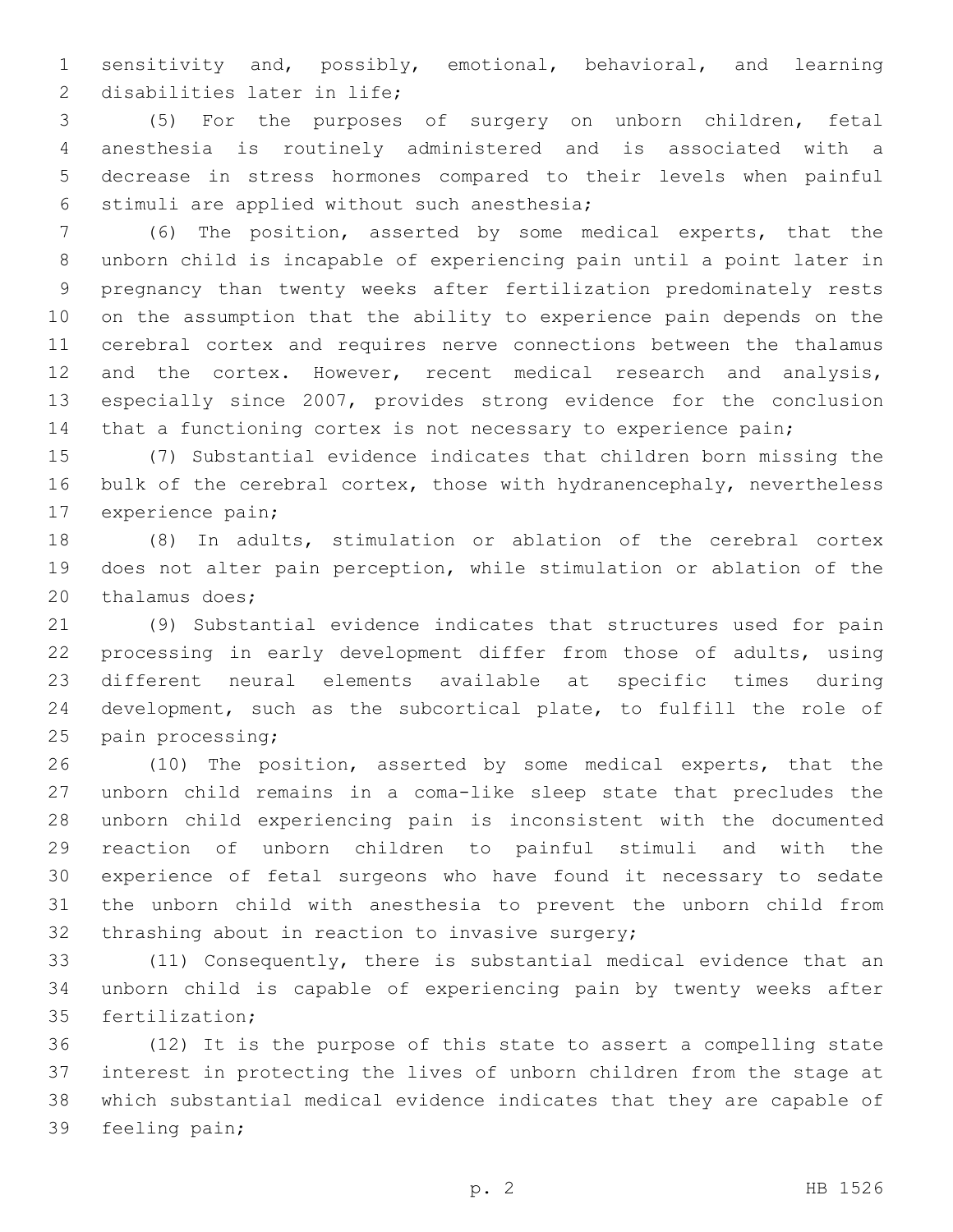sensitivity and, possibly, emotional, behavioral, and learning disabilities later in life;

(5) For the purposes of surgery on unborn children, fetal anesthesia is routinely administered and is associated with a decrease in stress hormones compared to their levels when painful stimuli are applied without such anesthesia;

(6) The position, asserted by some medical experts, that the unborn child is incapable of experiencing pain until a point later in pregnancy than twenty weeks after fertilization predominately rests on the assumption that the ability to experience pain depends on the cerebral cortex and requires nerve connections between the thalamus and the cortex. However, recent medical research and analysis, especially since 2007, provides strong evidence for the conclusion that a functioning cortex is not necessary to experience pain;

(7) Substantial evidence indicates that children born missing the bulk of the cerebral cortex, those with hydranencephaly, nevertheless experience pain;

(8) In adults, stimulation or ablation of the cerebral cortex does not alter pain perception, while stimulation or ablation of the thalamus does;

(9) Substantial evidence indicates that structures used for pain processing in early development differ from those of adults, using different neural elements available at specific times during development, such as the subcortical plate, to fulfill the role of pain processing;

(10) The position, asserted by some medical experts, that the unborn child remains in a coma-like sleep state that precludes the unborn child experiencing pain is inconsistent with the documented reaction of unborn children to painful stimuli and with the experience of fetal surgeons who have found it necessary to sedate the unborn child with anesthesia to prevent the unborn child from thrashing about in reaction to invasive surgery;

(11) Consequently, there is substantial medical evidence that an unborn child is capable of experiencing pain by twenty weeks after fertilization;

(12) It is the purpose of this state to assert a compelling state interest in protecting the lives of unborn children from the stage at which substantial medical evidence indicates that they are capable of feeling pain;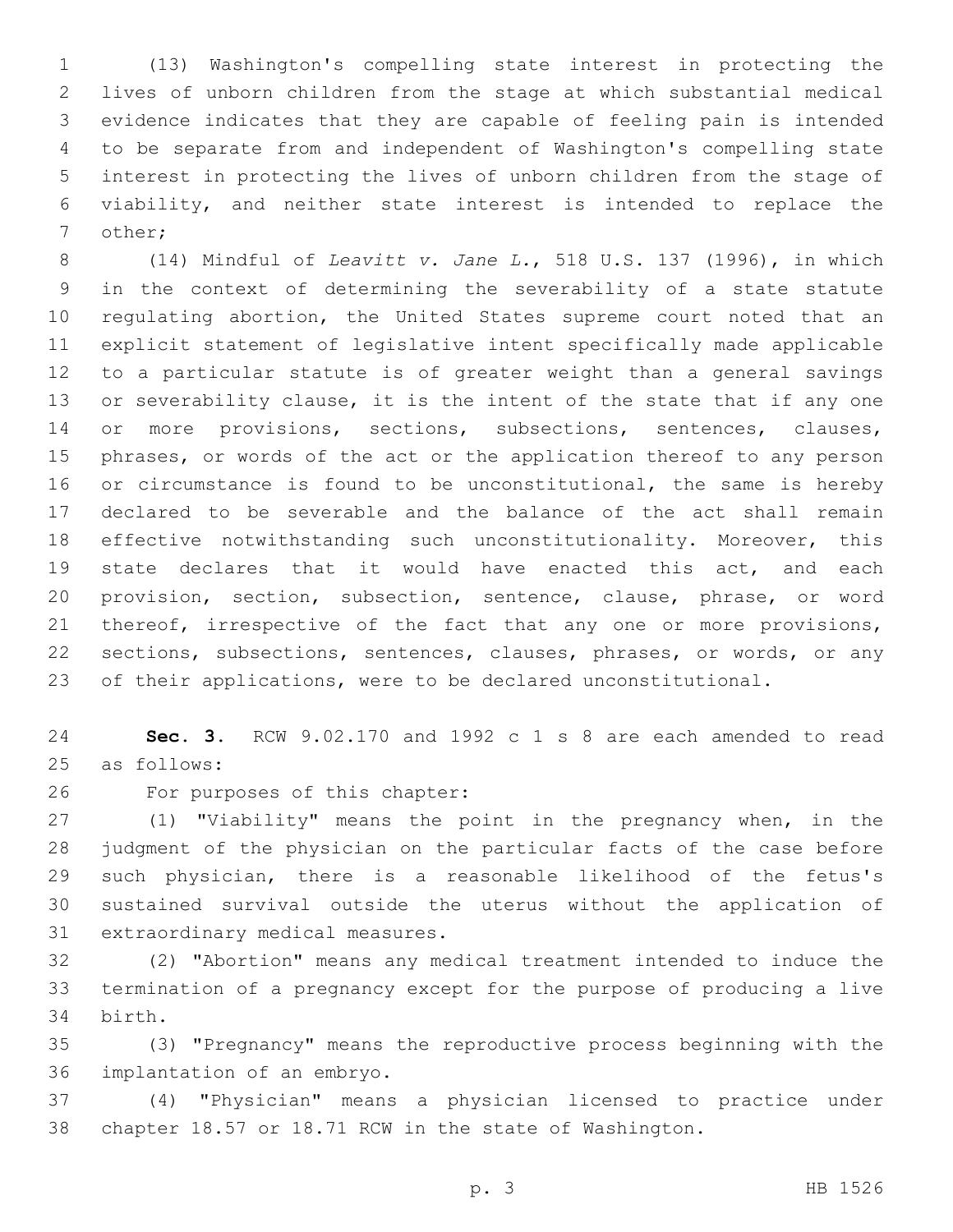(13) Washington's compelling state interest in protecting the lives of unborn children from the stage at which substantial medical evidence indicates that they are capable of feeling pain is intended to be separate from and independent of Washington's compelling state interest in protecting the lives of unborn children from the stage of viability, and neither state interest is intended to replace the other;

(14) Mindful of *Leavitt v. Jane L.*, 518 U.S. 137 (1996), in which in the context of determining the severability of a state statute regulating abortion, the United States supreme court noted that an explicit statement of legislative intent specifically made applicable to a particular statute is of greater weight than a general savings or severability clause, it is the intent of the state that if any one or more provisions, sections, subsections, sentences, clauses, phrases, or words of the act or the application thereof to any person or circumstance is found to be unconstitutional, the same is hereby declared to be severable and the balance of the act shall remain effective notwithstanding such unconstitutionality. Moreover, this state declares that it would have enacted this act, and each provision, section, subsection, sentence, clause, phrase, or word thereof, irrespective of the fact that any one or more provisions, sections, subsections, sentences, clauses, phrases, or words, or any of their applications, were to be declared unconstitutional.

**Sec. 3.** RCW 9.02.170 and 1992 c 1 s 8 are each amended to read as follows:

For purposes of this chapter:

(1) "Viability" means the point in the pregnancy when, in the judgment of the physician on the particular facts of the case before such physician, there is a reasonable likelihood of the fetus's sustained survival outside the uterus without the application of extraordinary medical measures.

(2) "Abortion" means any medical treatment intended to induce the termination of a pregnancy except for the purpose of producing a live birth.

(3) "Pregnancy" means the reproductive process beginning with the implantation of an embryo.

(4) "Physician" means a physician licensed to practice under chapter 18.57 or 18.71 RCW in the state of Washington.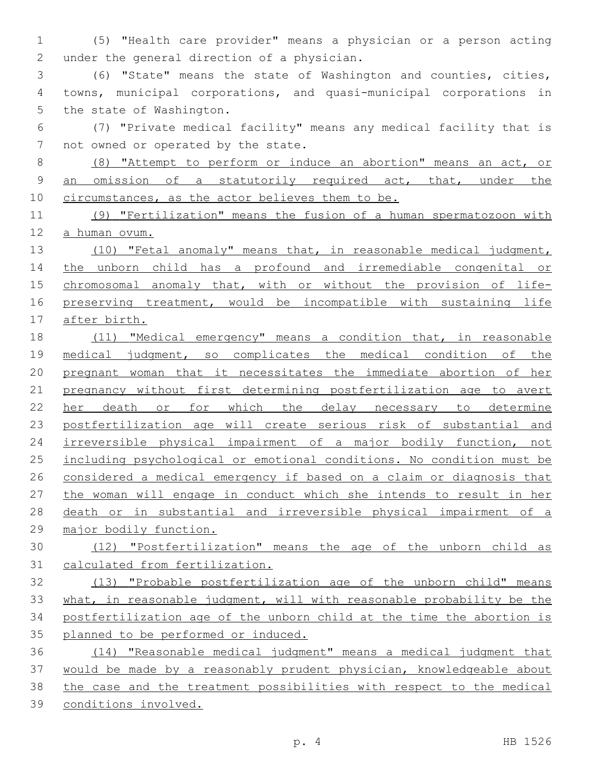(5) "Health care provider" means a physician or a person acting under the general direction of a physician.

(6) "State" means the state of Washington and counties, cities, towns, municipal corporations, and quasi-municipal corporations in the state of Washington.

(7) "Private medical facility" means any medical facility that is not owned or operated by the state.

(8) "Attempt to perform or induce an abortion" means an act, or an omission of a statutorily required act, that, under the circumstances, as the actor believes them to be.

(9) "Fertilization" means the fusion of a human spermatozoon with a human ovum.

(10) "Fetal anomaly" means that, in reasonable medical judgment, the unborn child has a profound and irremediable congenital or chromosomal anomaly that, with or without the provision of life-preserving treatment, would be incompatible with sustaining life after birth.

(11) "Medical emergency" means a condition that, in reasonable medical judgment, so complicates the medical condition of the pregnant woman that it necessitates the immediate abortion of her pregnancy without first determining postfertilization age to avert her death or for which the delay necessary to determine postfertilization age will create serious risk of substantial and irreversible physical impairment of a major bodily function, not including psychological or emotional conditions. No condition must be considered a medical emergency if based on a claim or diagnosis that the woman will engage in conduct which she intends to result in her death or in substantial and irreversible physical impairment of a major bodily function.

(12) "Postfertilization" means the age of the unborn child as calculated from fertilization.

(13) "Probable postfertilization age of the unborn child" means what, in reasonable judgment, will with reasonable probability be the postfertilization age of the unborn child at the time the abortion is planned to be performed or induced.

(14) "Reasonable medical judgment" means a medical judgment that would be made by a reasonably prudent physician, knowledgeable about the case and the treatment possibilities with respect to the medical conditions involved.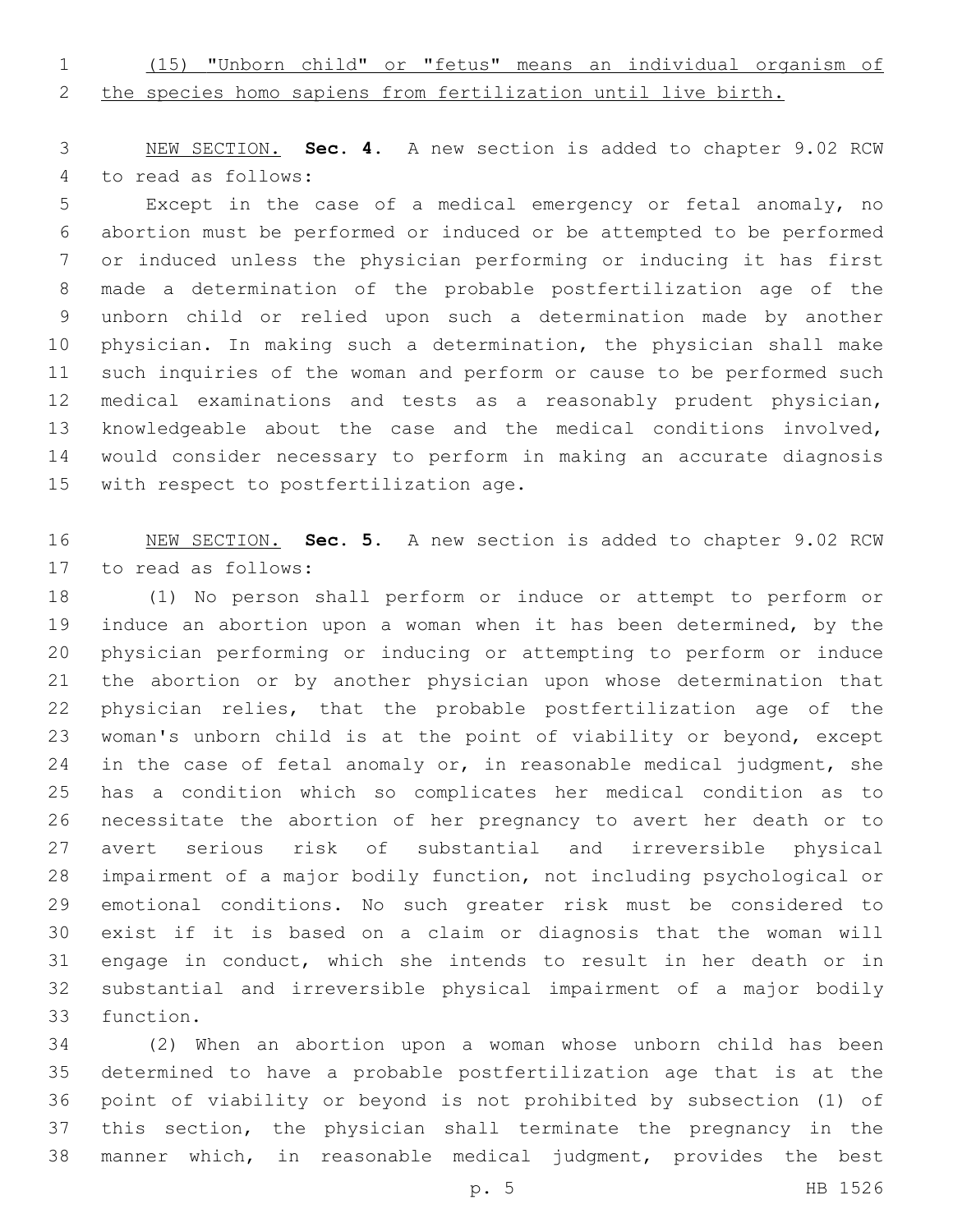(15) "Unborn child" or "fetus" means an individual organism of the species homo sapiens from fertilization until live birth.

NEW SECTION. **Sec. 4.** A new section is added to chapter 9.02 RCW to read as follows:

Except in the case of a medical emergency or fetal anomaly, no abortion must be performed or induced or be attempted to be performed or induced unless the physician performing or inducing it has first made a determination of the probable postfertilization age of the unborn child or relied upon such a determination made by another physician. In making such a determination, the physician shall make such inquiries of the woman and perform or cause to be performed such medical examinations and tests as a reasonably prudent physician, knowledgeable about the case and the medical conditions involved, would consider necessary to perform in making an accurate diagnosis with respect to postfertilization age.

NEW SECTION. **Sec. 5.** A new section is added to chapter 9.02 RCW to read as follows:

(1) No person shall perform or induce or attempt to perform or induce an abortion upon a woman when it has been determined, by the physician performing or inducing or attempting to perform or induce the abortion or by another physician upon whose determination that physician relies, that the probable postfertilization age of the woman's unborn child is at the point of viability or beyond, except in the case of fetal anomaly or, in reasonable medical judgment, she has a condition which so complicates her medical condition as to necessitate the abortion of her pregnancy to avert her death or to avert serious risk of substantial and irreversible physical impairment of a major bodily function, not including psychological or emotional conditions. No such greater risk must be considered to exist if it is based on a claim or diagnosis that the woman will engage in conduct, which she intends to result in her death or in substantial and irreversible physical impairment of a major bodily function.

(2) When an abortion upon a woman whose unborn child has been determined to have a probable postfertilization age that is at the point of viability or beyond is not prohibited by subsection (1) of this section, the physician shall terminate the pregnancy in the manner which, in reasonable medical judgment, provides the best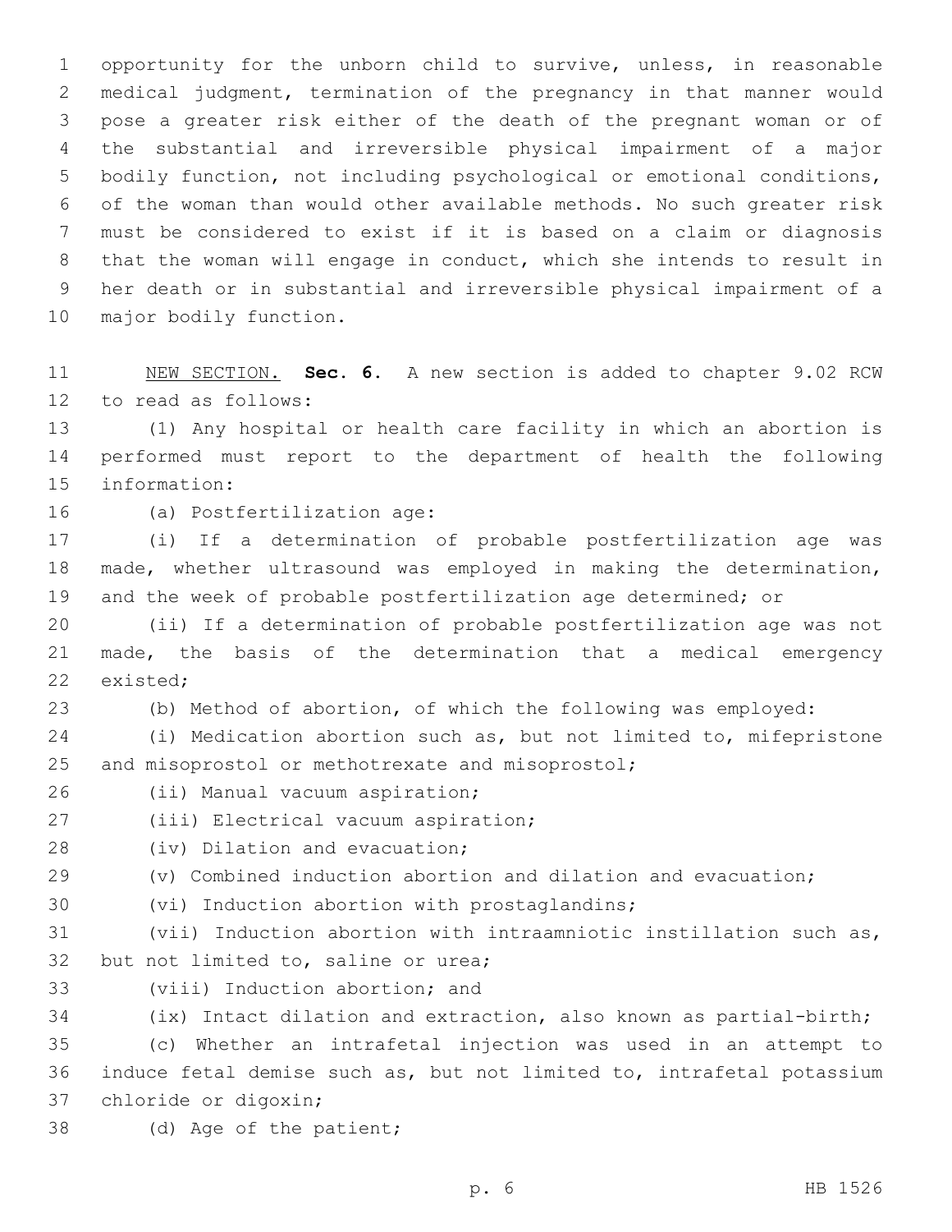opportunity for the unborn child to survive, unless, in reasonable medical judgment, termination of the pregnancy in that manner would pose a greater risk either of the death of the pregnant woman or of the substantial and irreversible physical impairment of a major bodily function, not including psychological or emotional conditions, of the woman than would other available methods. No such greater risk must be considered to exist if it is based on a claim or diagnosis that the woman will engage in conduct, which she intends to result in her death or in substantial and irreversible physical impairment of a major bodily function.

NEW SECTION. **Sec. 6.** A new section is added to chapter 9.02 RCW to read as follows:

(1) Any hospital or health care facility in which an abortion is performed must report to the department of health the following information:

(a) Postfertilization age:

(i) If a determination of probable postfertilization age was made, whether ultrasound was employed in making the determination, and the week of probable postfertilization age determined; or

(ii) If a determination of probable postfertilization age was not made, the basis of the determination that a medical emergency existed;

(b) Method of abortion, of which the following was employed:

(i) Medication abortion such as, but not limited to, mifepristone and misoprostol or methotrexate and misoprostol;

(ii) Manual vacuum aspiration;

(iii) Electrical vacuum aspiration;

(iv) Dilation and evacuation;

(v) Combined induction abortion and dilation and evacuation;

(vi) Induction abortion with prostaglandins;

(vii) Induction abortion with intraamniotic instillation such as, but not limited to, saline or urea;

(viii) Induction abortion; and

(ix) Intact dilation and extraction, also known as partial-birth;

(c) Whether an intrafetal injection was used in an attempt to induce fetal demise such as, but not limited to, intrafetal potassium chloride or digoxin;

(d) Age of the patient;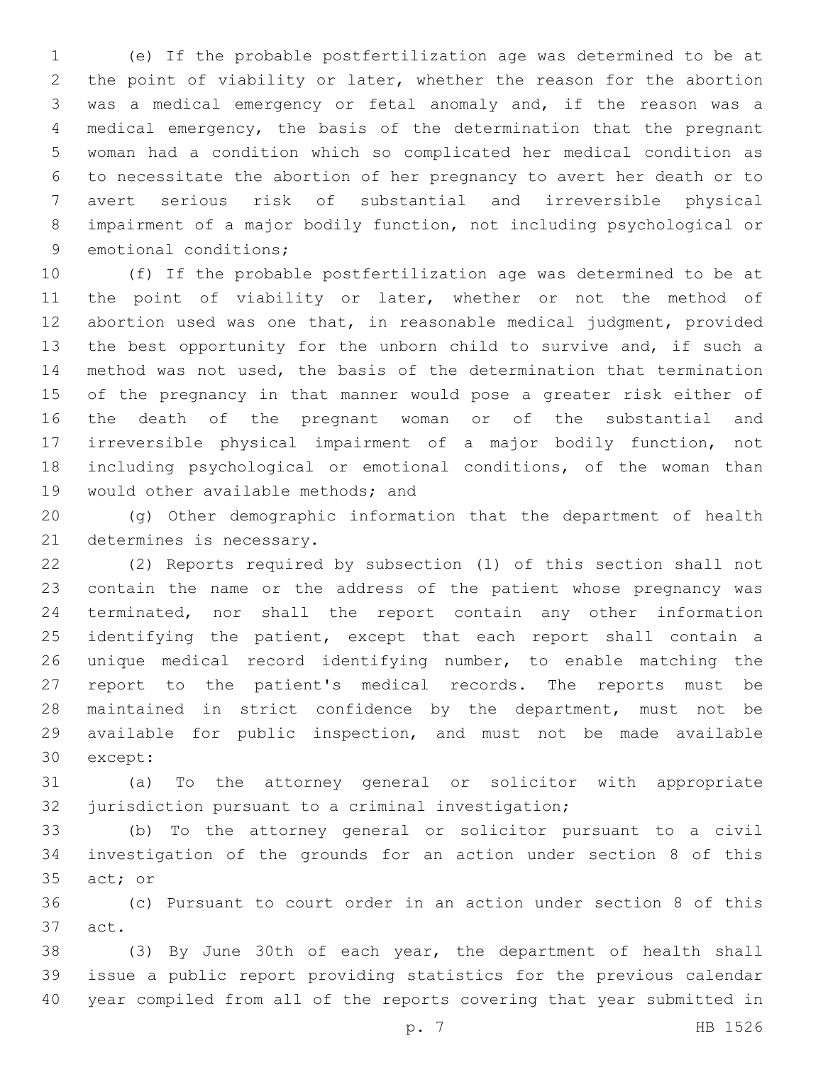(e) If the probable postfertilization age was determined to be at the point of viability or later, whether the reason for the abortion was a medical emergency or fetal anomaly and, if the reason was a medical emergency, the basis of the determination that the pregnant woman had a condition which so complicated her medical condition as to necessitate the abortion of her pregnancy to avert her death or to avert serious risk of substantial and irreversible physical impairment of a major bodily function, not including psychological or emotional conditions;

(f) If the probable postfertilization age was determined to be at the point of viability or later, whether or not the method of abortion used was one that, in reasonable medical judgment, provided the best opportunity for the unborn child to survive and, if such a method was not used, the basis of the determination that termination of the pregnancy in that manner would pose a greater risk either of the death of the pregnant woman or of the substantial and irreversible physical impairment of a major bodily function, not including psychological or emotional conditions, of the woman than would other available methods; and

(g) Other demographic information that the department of health determines is necessary.

(2) Reports required by subsection (1) of this section shall not contain the name or the address of the patient whose pregnancy was terminated, nor shall the report contain any other information identifying the patient, except that each report shall contain a unique medical record identifying number, to enable matching the report to the patient's medical records. The reports must be maintained in strict confidence by the department, must not be available for public inspection, and must not be made available except:

(a) To the attorney general or solicitor with appropriate jurisdiction pursuant to a criminal investigation;

(b) To the attorney general or solicitor pursuant to a civil investigation of the grounds for an action under section 8 of this act; or

(c) Pursuant to court order in an action under section 8 of this act.

(3) By June 30th of each year, the department of health shall issue a public report providing statistics for the previous calendar year compiled from all of the reports covering that year submitted in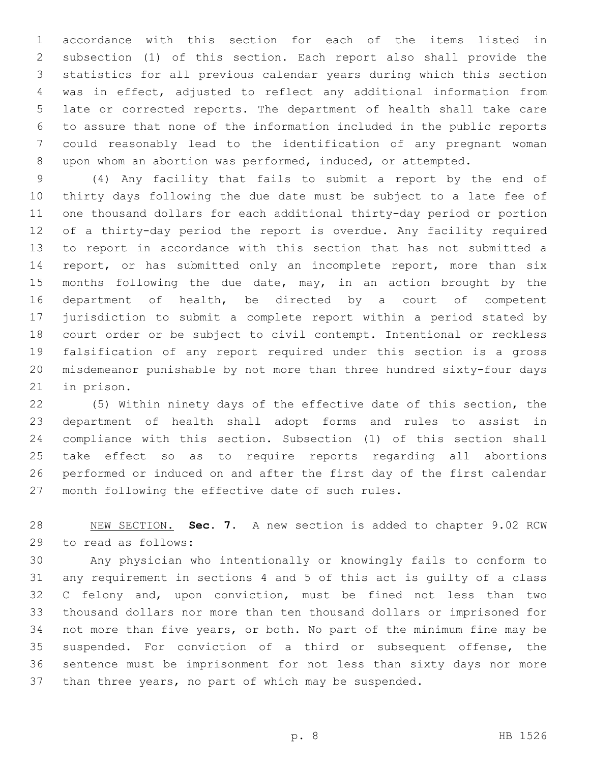accordance with this section for each of the items listed in subsection (1) of this section. Each report also shall provide the statistics for all previous calendar years during which this section was in effect, adjusted to reflect any additional information from late or corrected reports. The department of health shall take care to assure that none of the information included in the public reports could reasonably lead to the identification of any pregnant woman upon whom an abortion was performed, induced, or attempted.

(4) Any facility that fails to submit a report by the end of thirty days following the due date must be subject to a late fee of one thousand dollars for each additional thirty-day period or portion of a thirty-day period the report is overdue. Any facility required to report in accordance with this section that has not submitted a report, or has submitted only an incomplete report, more than six months following the due date, may, in an action brought by the department of health, be directed by a court of competent jurisdiction to submit a complete report within a period stated by court order or be subject to civil contempt. Intentional or reckless falsification of any report required under this section is a gross misdemeanor punishable by not more than three hundred sixty-four days in prison.

(5) Within ninety days of the effective date of this section, the department of health shall adopt forms and rules to assist in compliance with this section. Subsection (1) of this section shall take effect so as to require reports regarding all abortions performed or induced on and after the first day of the first calendar month following the effective date of such rules.

NEW SECTION. **Sec. 7.** A new section is added to chapter 9.02 RCW to read as follows:

Any physician who intentionally or knowingly fails to conform to any requirement in sections 4 and 5 of this act is guilty of a class C felony and, upon conviction, must be fined not less than two thousand dollars nor more than ten thousand dollars or imprisoned for not more than five years, or both. No part of the minimum fine may be suspended. For conviction of a third or subsequent offense, the sentence must be imprisonment for not less than sixty days nor more than three years, no part of which may be suspended.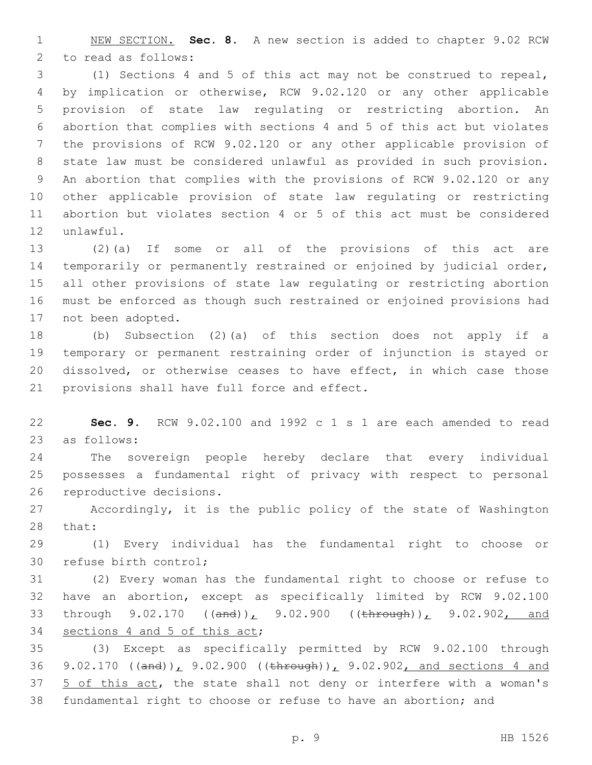NEW SECTION. **Sec. 8.** A new section is added to chapter 9.02 RCW to read as follows:

(1) Sections 4 and 5 of this act may not be construed to repeal, by implication or otherwise, RCW 9.02.120 or any other applicable provision of state law regulating or restricting abortion. An abortion that complies with sections 4 and 5 of this act but violates the provisions of RCW 9.02.120 or any other applicable provision of state law must be considered unlawful as provided in such provision. An abortion that complies with the provisions of RCW 9.02.120 or any other applicable provision of state law regulating or restricting abortion but violates section 4 or 5 of this act must be considered unlawful.

(2)(a) If some or all of the provisions of this act are temporarily or permanently restrained or enjoined by judicial order, all other provisions of state law regulating or restricting abortion must be enforced as though such restrained or enjoined provisions had not been adopted.

(b) Subsection (2)(a) of this section does not apply if a temporary or permanent restraining order of injunction is stayed or dissolved, or otherwise ceases to have effect, in which case those provisions shall have full force and effect.

**Sec. 9.** RCW 9.02.100 and 1992 c 1 s 1 are each amended to read as follows:

The sovereign people hereby declare that every individual possesses a fundamental right of privacy with respect to personal reproductive decisions.

Accordingly, it is the public policy of the state of Washington that:

(1) Every individual has the fundamental right to choose or refuse birth control;

(2) Every woman has the fundamental right to choose or refuse to have an abortion, except as specifically limited by RCW 9.02.100 through 9.02.170 ((~~and~~)), 9.02.900 ((~~through~~)), 9.02.902, and sections 4 and 5 of this act;

(3) Except as specifically permitted by RCW 9.02.100 through 9.02.170 ((~~and~~)), 9.02.900 ((~~through~~)), 9.02.902, and sections 4 and 5 of this act, the state shall not deny or interfere with a woman's fundamental right to choose or refuse to have an abortion; and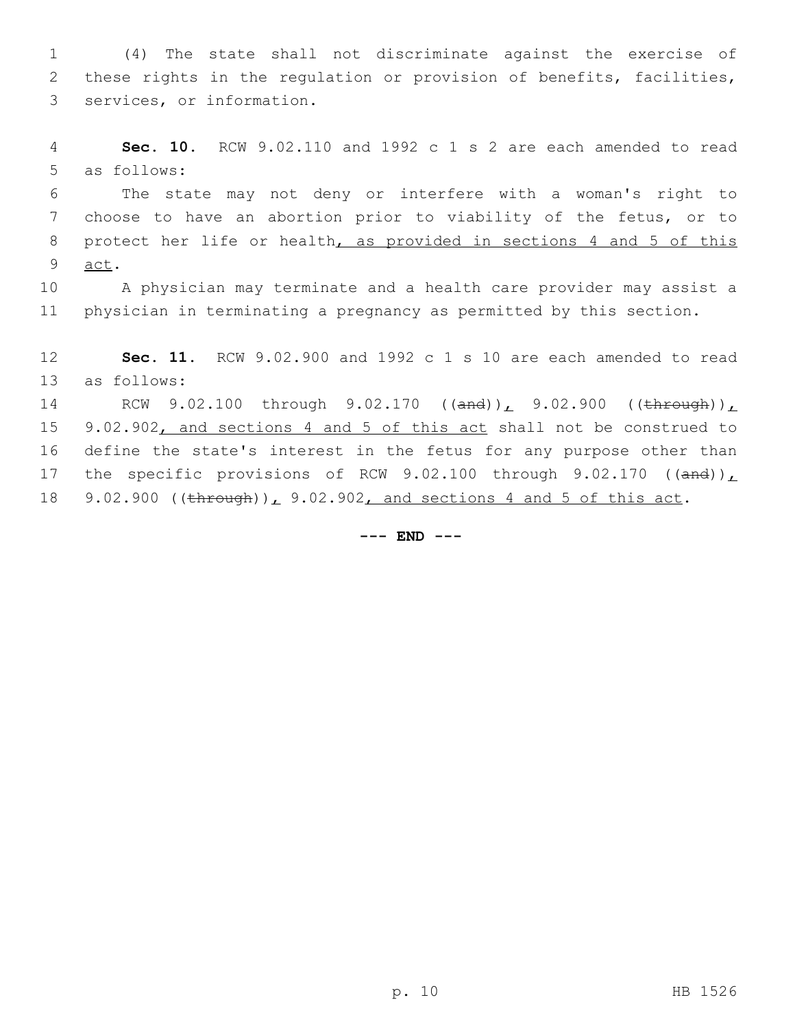(4) The state shall not discriminate against the exercise of these rights in the regulation or provision of benefits, facilities, services, or information.

**Sec. 10.** RCW 9.02.110 and 1992 c 1 s 2 are each amended to read as follows:

The state may not deny or interfere with a woman's right to choose to have an abortion prior to viability of the fetus, or to protect her life or health, as provided in sections 4 and 5 of this act.

A physician may terminate and a health care provider may assist a physician in terminating a pregnancy as permitted by this section.

**Sec. 11.** RCW 9.02.900 and 1992 c 1 s 10 are each amended to read as follows:

RCW 9.02.100 through 9.02.170 ((~~and~~)), 9.02.900 ((~~through~~)), 9.02.902, and sections 4 and 5 of this act shall not be construed to define the state's interest in the fetus for any purpose other than the specific provisions of RCW 9.02.100 through 9.02.170 ((~~and~~)), 9.02.900 ((~~through~~)), 9.02.902, and sections 4 and 5 of this act.

**--- END ---**